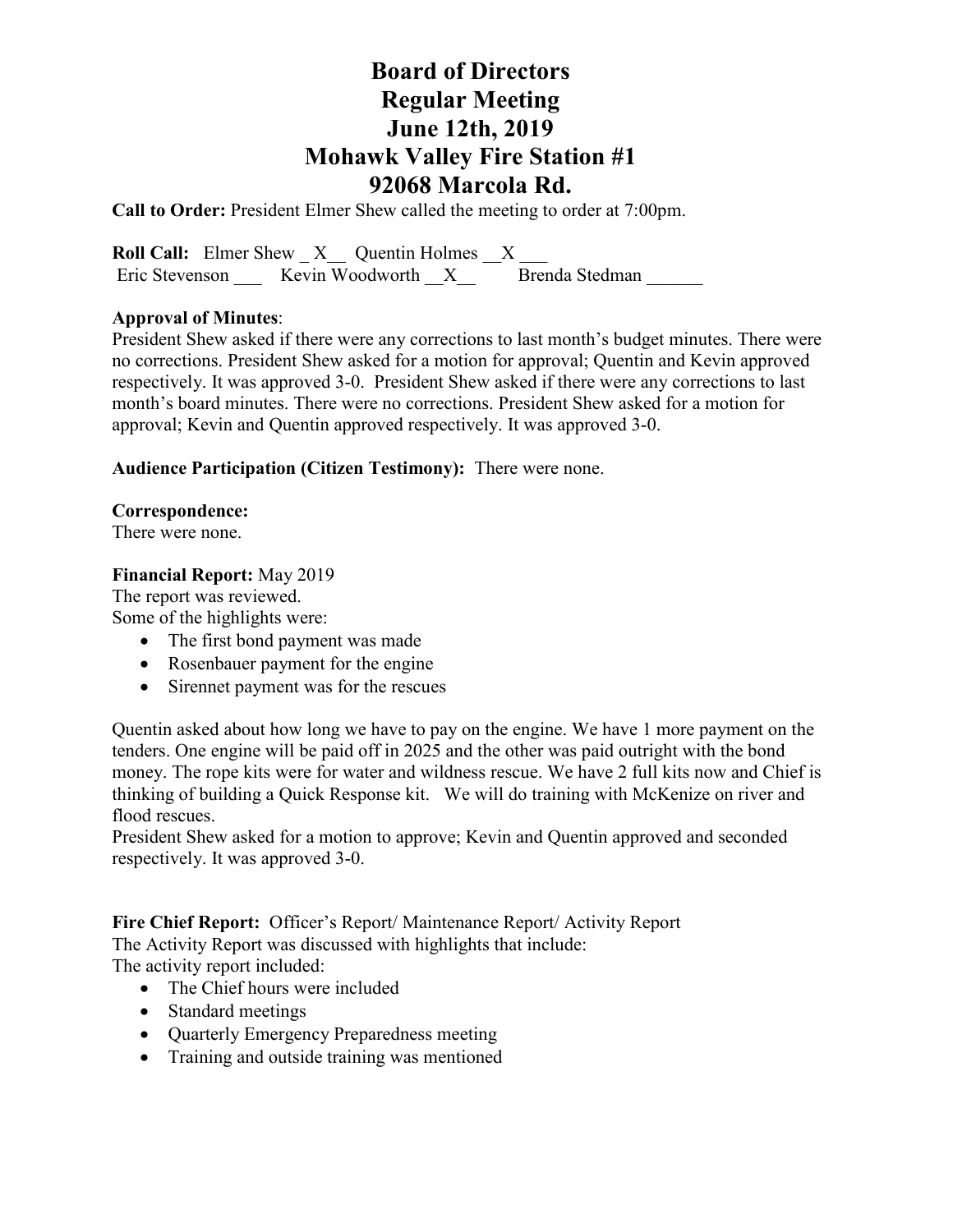# Board of Directors
# Regular Meeting
# June 12th, 2019
# Mohawk Valley Fire Station #1
# 92068 Marcola Rd.

**Call to Order:** President Elmer Shew called the meeting to order at 7:00pm.

**Roll Call:** Elmer Shew _ X__ Quentin Holmes __X ___
Eric Stevenson ___ Kevin Woodworth __X__ Brenda Stedman ______

**Approval of Minutes**:
President Shew asked if there were any corrections to last month's budget minutes. There were no corrections. President Shew asked for a motion for approval; Quentin and Kevin approved respectively. It was approved 3-0. President Shew asked if there were any corrections to last month's board minutes. There were no corrections. President Shew asked for a motion for approval; Kevin and Quentin approved respectively. It was approved 3-0.

**Audience Participation (Citizen Testimony):** There were none.

**Correspondence:**
There were none.

**Financial Report:** May 2019
The report was reviewed.
Some of the highlights were:

- The first bond payment was made
- Rosenbauer payment for the engine
- Sirennet payment was for the rescues

Quentin asked about how long we have to pay on the engine. We have 1 more payment on the tenders. One engine will be paid off in 2025 and the other was paid outright with the bond money. The rope kits were for water and wildness rescue. We have 2 full kits now and Chief is thinking of building a Quick Response kit. We will do training with McKenize on river and flood rescues.
President Shew asked for a motion to approve; Kevin and Quentin approved and seconded respectively. It was approved 3-0.

**Fire Chief Report:** Officer's Report/ Maintenance Report/ Activity Report
The Activity Report was discussed with highlights that include:
The activity report included:

- The Chief hours were included
- Standard meetings
- Quarterly Emergency Preparedness meeting
- Training and outside training was mentioned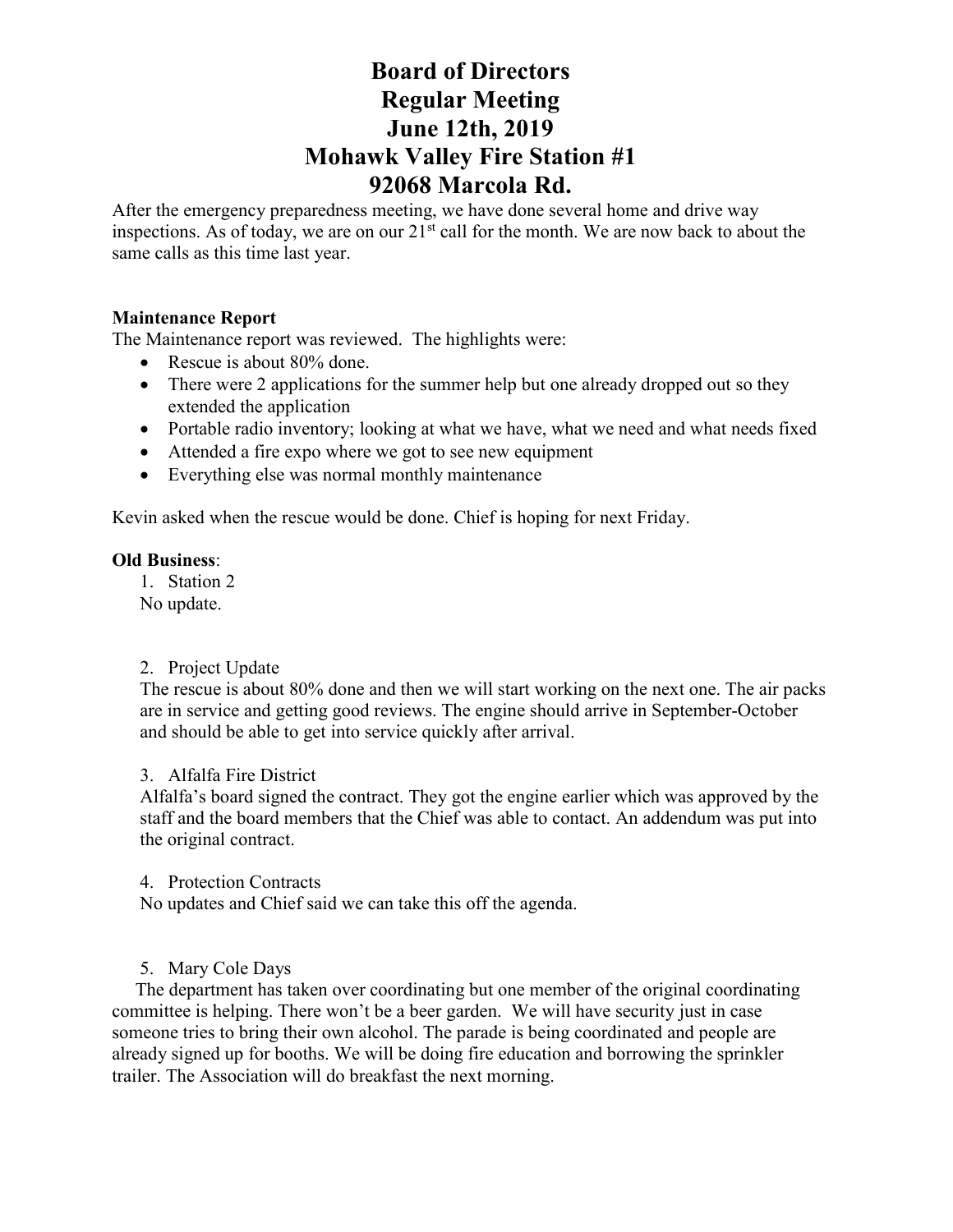# Board of Directors
# Regular Meeting
# June 12th, 2019
# Mohawk Valley Fire Station #1
# 92068 Marcola Rd.

After the emergency preparedness meeting, we have done several home and drive way inspections. As of today, we are on our 21st call for the month. We are now back to about the same calls as this time last year.

**Maintenance Report**

The Maintenance report was reviewed. The highlights were:

- Rescue is about 80% done.
- There were 2 applications for the summer help but one already dropped out so they extended the application
- Portable radio inventory; looking at what we have, what we need and what needs fixed
- Attended a fire expo where we got to see new equipment
- Everything else was normal monthly maintenance

Kevin asked when the rescue would be done. Chief is hoping for next Friday.

**Old Business**:

1. Station 2

No update.

2. Project Update

The rescue is about 80% done and then we will start working on the next one. The air packs are in service and getting good reviews. The engine should arrive in September-October and should be able to get into service quickly after arrival.

3. Alfalfa Fire District

Alfalfa's board signed the contract. They got the engine earlier which was approved by the staff and the board members that the Chief was able to contact. An addendum was put into the original contract.

4. Protection Contracts

No updates and Chief said we can take this off the agenda.

5. Mary Cole Days

The department has taken over coordinating but one member of the original coordinating committee is helping. There won't be a beer garden. We will have security just in case someone tries to bring their own alcohol. The parade is being coordinated and people are already signed up for booths. We will be doing fire education and borrowing the sprinkler trailer. The Association will do breakfast the next morning.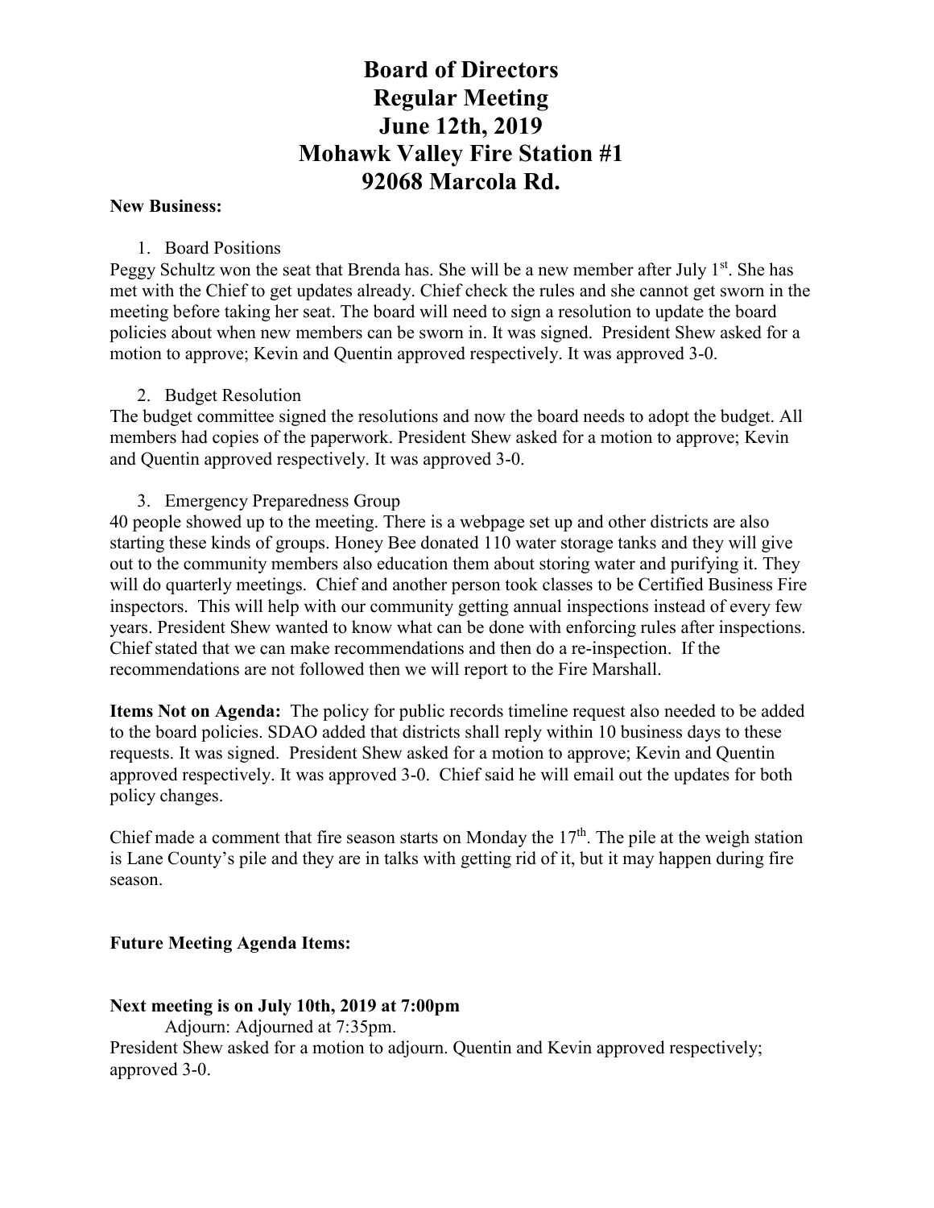# Board of Directors
# Regular Meeting
# June 12th, 2019
# Mohawk Valley Fire Station #1
# 92068 Marcola Rd.

**New Business:**

1. Board Positions

Peggy Schultz won the seat that Brenda has. She will be a new member after July 1st. She has met with the Chief to get updates already. Chief check the rules and she cannot get sworn in the meeting before taking her seat. The board will need to sign a resolution to update the board policies about when new members can be sworn in. It was signed. President Shew asked for a motion to approve; Kevin and Quentin approved respectively. It was approved 3-0.

2. Budget Resolution

The budget committee signed the resolutions and now the board needs to adopt the budget. All members had copies of the paperwork. President Shew asked for a motion to approve; Kevin and Quentin approved respectively. It was approved 3-0.

3. Emergency Preparedness Group

40 people showed up to the meeting. There is a webpage set up and other districts are also starting these kinds of groups. Honey Bee donated 110 water storage tanks and they will give out to the community members also education them about storing water and purifying it. They will do quarterly meetings. Chief and another person took classes to be Certified Business Fire inspectors. This will help with our community getting annual inspections instead of every few years. President Shew wanted to know what can be done with enforcing rules after inspections. Chief stated that we can make recommendations and then do a re-inspection. If the recommendations are not followed then we will report to the Fire Marshall.

**Items Not on Agenda:** The policy for public records timeline request also needed to be added to the board policies. SDAO added that districts shall reply within 10 business days to these requests. It was signed. President Shew asked for a motion to approve; Kevin and Quentin approved respectively. It was approved 3-0. Chief said he will email out the updates for both policy changes.

Chief made a comment that fire season starts on Monday the 17th. The pile at the weigh station is Lane County's pile and they are in talks with getting rid of it, but it may happen during fire season.

**Future Meeting Agenda Items:**

**Next meeting is on July 10th, 2019 at 7:00pm**

Adjourn: Adjourned at 7:35pm.

President Shew asked for a motion to adjourn. Quentin and Kevin approved respectively; approved 3-0.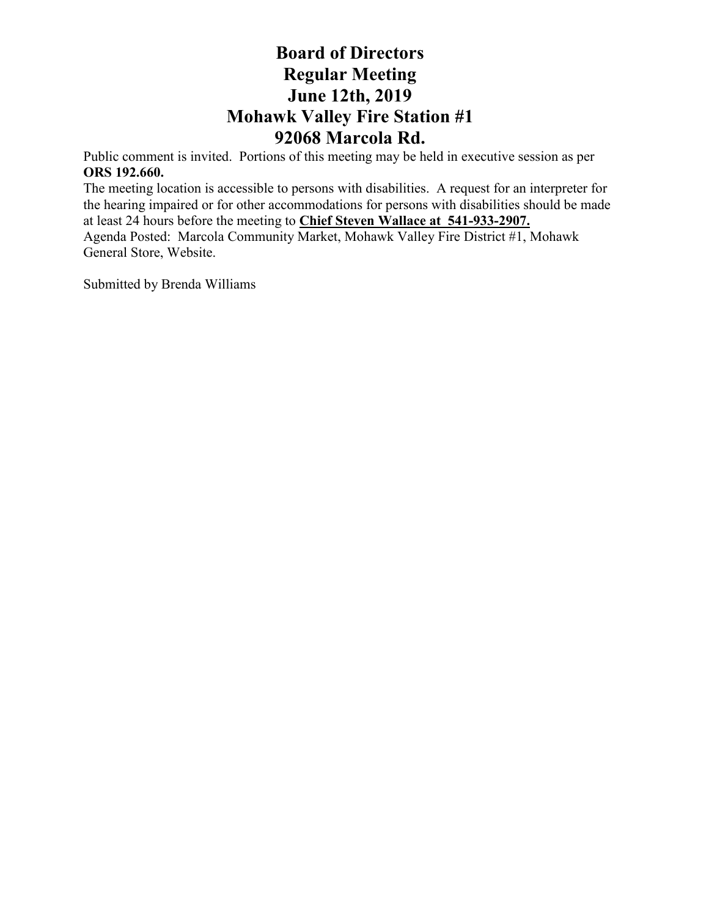# Board of Directors
# Regular Meeting
# June 12th, 2019
# Mohawk Valley Fire Station #1
# 92068 Marcola Rd.

Public comment is invited. Portions of this meeting may be held in executive session as per **ORS 192.660.**

The meeting location is accessible to persons with disabilities. A request for an interpreter for the hearing impaired or for other accommodations for persons with disabilities should be made at least 24 hours before the meeting to **<u>Chief Steven Wallace at 541-933-2907.</u>**

Agenda Posted: Marcola Community Market, Mohawk Valley Fire District #1, Mohawk General Store, Website.

Submitted by Brenda Williams